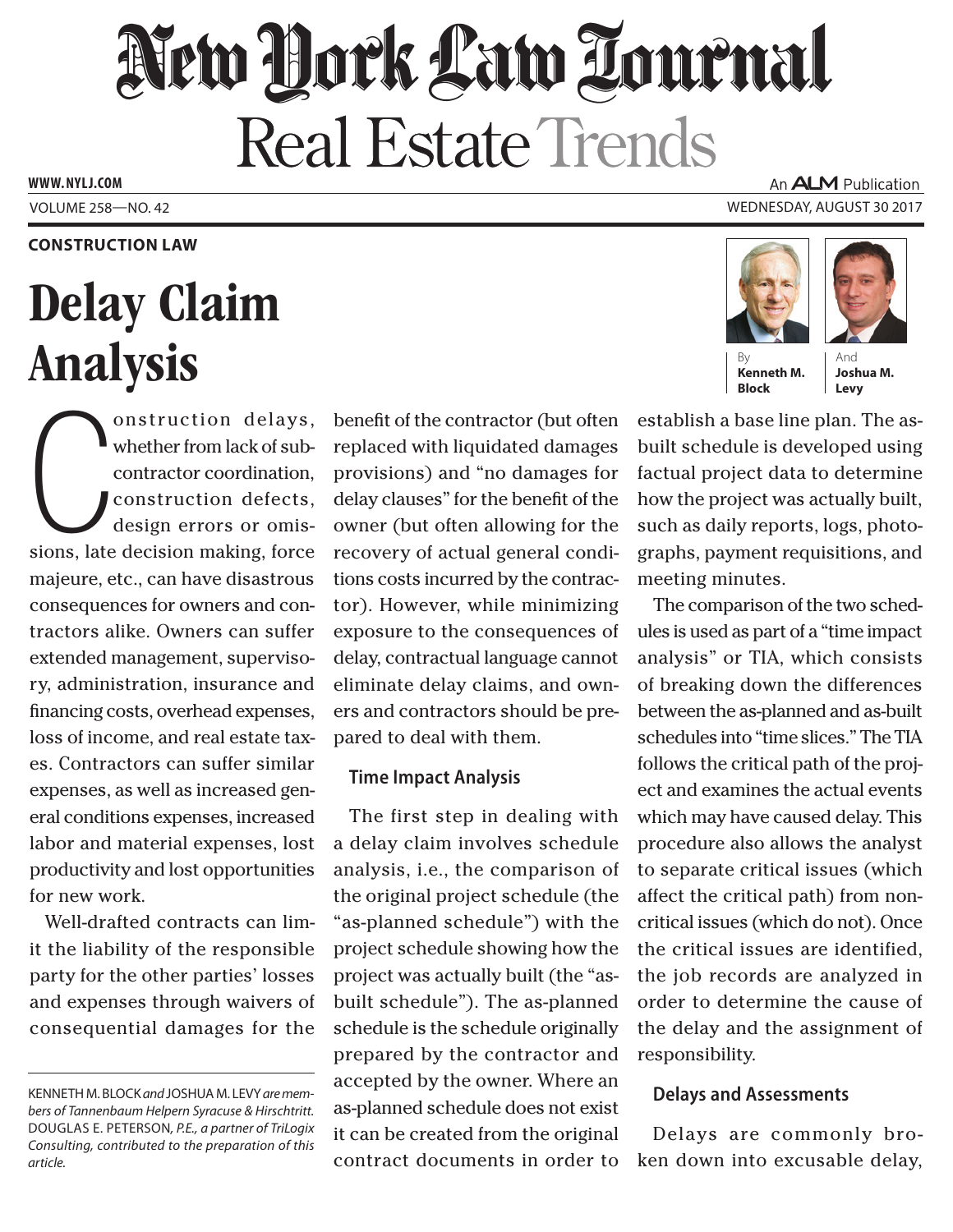# New York Law Journal

## Real Estate Trends

**CONSTRUCTION LAW**

# Delay Claim Analysis

By **Kenneth M. Block** And **Joshua M. Levy**

Construction delays, whether from lack of subcontractor coordination, construction defects, design errors or omissions, late decision making, force majeure, etc., can have disastrous consequences for owners and contractors alike. Owners can suffer extended management, supervisory, administration, insurance and financing costs, overhead expenses, loss of income, and real estate taxes. Contractors can suffer similar expenses, as well as increased general conditions expenses, increased labor and material expenses, lost productivity and lost opportunities for new work.

Well-drafted contracts can limit the liability of the responsible party for the other parties' losses and expenses through waivers of consequential damages for the benefit of the contractor (but often replaced with liquidated damages provisions) and "no damages for delay clauses" for the benefit of the owner (but often allowing for the recovery of actual general conditions costs incurred by the contractor). However, while minimizing exposure to the consequences of delay, contractual language cannot eliminate delay claims, and owners and contractors should be prepared to deal with them.

### Time Impact Analysis

The first step in dealing with a delay claim involves schedule analysis, i.e., the comparison of the original project schedule (the "as-planned schedule") with the project schedule showing how the project was actually built (the "as-built schedule"). The as-planned schedule is the schedule originally prepared by the contractor and accepted by the owner. Where an as-planned schedule does not exist it can be created from the original contract documents in order to establish a base line plan. The as-built schedule is developed using factual project data to determine how the project was actually built, such as daily reports, logs, photographs, payment requisitions, and meeting minutes.

The comparison of the two schedules is used as part of a "time impact analysis" or TIA, which consists of breaking down the differences between the as-planned and as-built schedules into "time slices." The TIA follows the critical path of the project and examines the actual events which may have caused delay. This procedure also allows the analyst to separate critical issues (which affect the critical path) from non-critical issues (which do not). Once the critical issues are identified, the job records are analyzed in order to determine the cause of the delay and the assignment of responsibility.

### Delays and Assessments

Delays are commonly broken down into excusable delay,

---

KENNETH M. BLOCK *and* JOSHUA M. LEVY *are members of Tannenbaum Helpern Syracuse & Hirschtritt.* DOUGLAS E. PETERSON, *P.E., a partner of TriLogix Consulting, contributed to the preparation of this article.*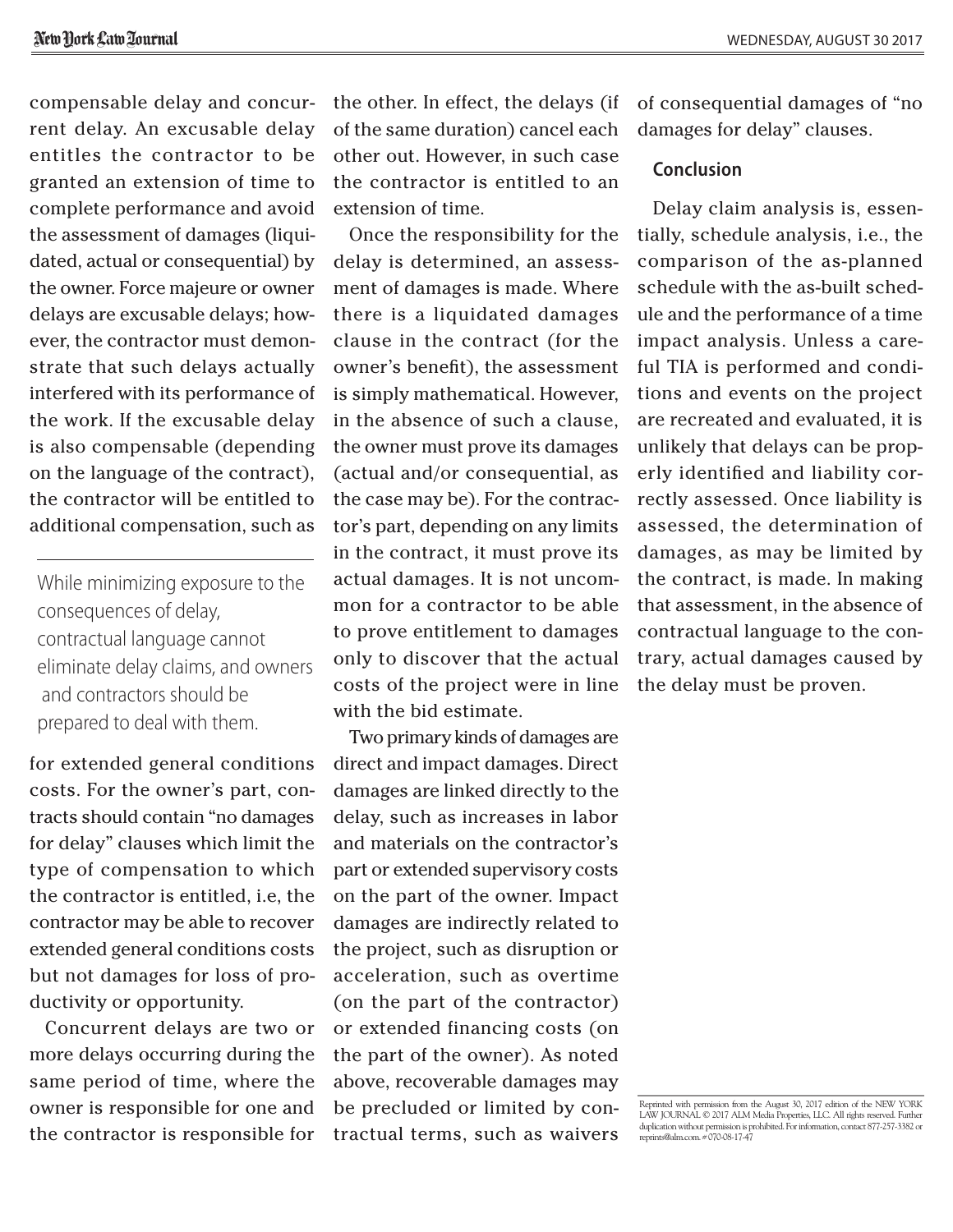compensable delay and concurrent delay. An excusable delay entitles the contractor to be granted an extension of time to complete performance and avoid the assessment of damages (liquidated, actual or consequential) by the owner. Force majeure or owner delays are excusable delays; however, the contractor must demonstrate that such delays actually interfered with its performance of the work. If the excusable delay is also compensable (depending on the language of the contract), the contractor will be entitled to additional compensation, such as for extended general conditions costs. For the owner's part, contracts should contain "no damages for delay" clauses which limit the type of compensation to which the contractor is entitled, i.e, the contractor may be able to recover extended general conditions costs but not damages for loss of productivity or opportunity.

> While minimizing exposure to the consequences of delay, contractual language cannot eliminate delay claims, and owners and contractors should be prepared to deal with them.

Concurrent delays are two or more delays occurring during the same period of time, where the owner is responsible for one and the contractor is responsible for the other. In effect, the delays (if of the same duration) cancel each other out. However, in such case the contractor is entitled to an extension of time.

Once the responsibility for the delay is determined, an assessment of damages is made. Where there is a liquidated damages clause in the contract (for the owner's benefit), the assessment is simply mathematical. However, in the absence of such a clause, the owner must prove its damages (actual and/or consequential, as the case may be). For the contractor's part, depending on any limits in the contract, it must prove its actual damages. It is not uncommon for a contractor to be able to prove entitlement to damages only to discover that the actual costs of the project were in line with the bid estimate.

Two primary kinds of damages are direct and impact damages. Direct damages are linked directly to the delay, such as increases in labor and materials on the contractor's part or extended supervisory costs on the part of the owner. Impact damages are indirectly related to the project, such as disruption or acceleration, such as overtime (on the part of the contractor) or extended financing costs (on the part of the owner). As noted above, recoverable damages may be precluded or limited by contractual terms, such as waivers of consequential damages of "no damages for delay" clauses.

## Conclusion

Delay claim analysis is, essentially, schedule analysis, i.e., the comparison of the as-planned schedule with the as-built schedule and the performance of a time impact analysis. Unless a careful TIA is performed and conditions and events on the project are recreated and evaluated, it is unlikely that delays can be properly identified and liability correctly assessed. Once liability is assessed, the determination of damages, as may be limited by the contract, is made. In making that assessment, in the absence of contractual language to the contrary, actual damages caused by the delay must be proven.

Reprinted with permission from the August 30, 2017 edition of the NEW YORK LAW JOURNAL © 2017 ALM Media Properties, LLC. All rights reserved. Further duplication without permission is prohibited. For information, contact 877-257-3382 or reprints@alm.com. # 070-08-17-47